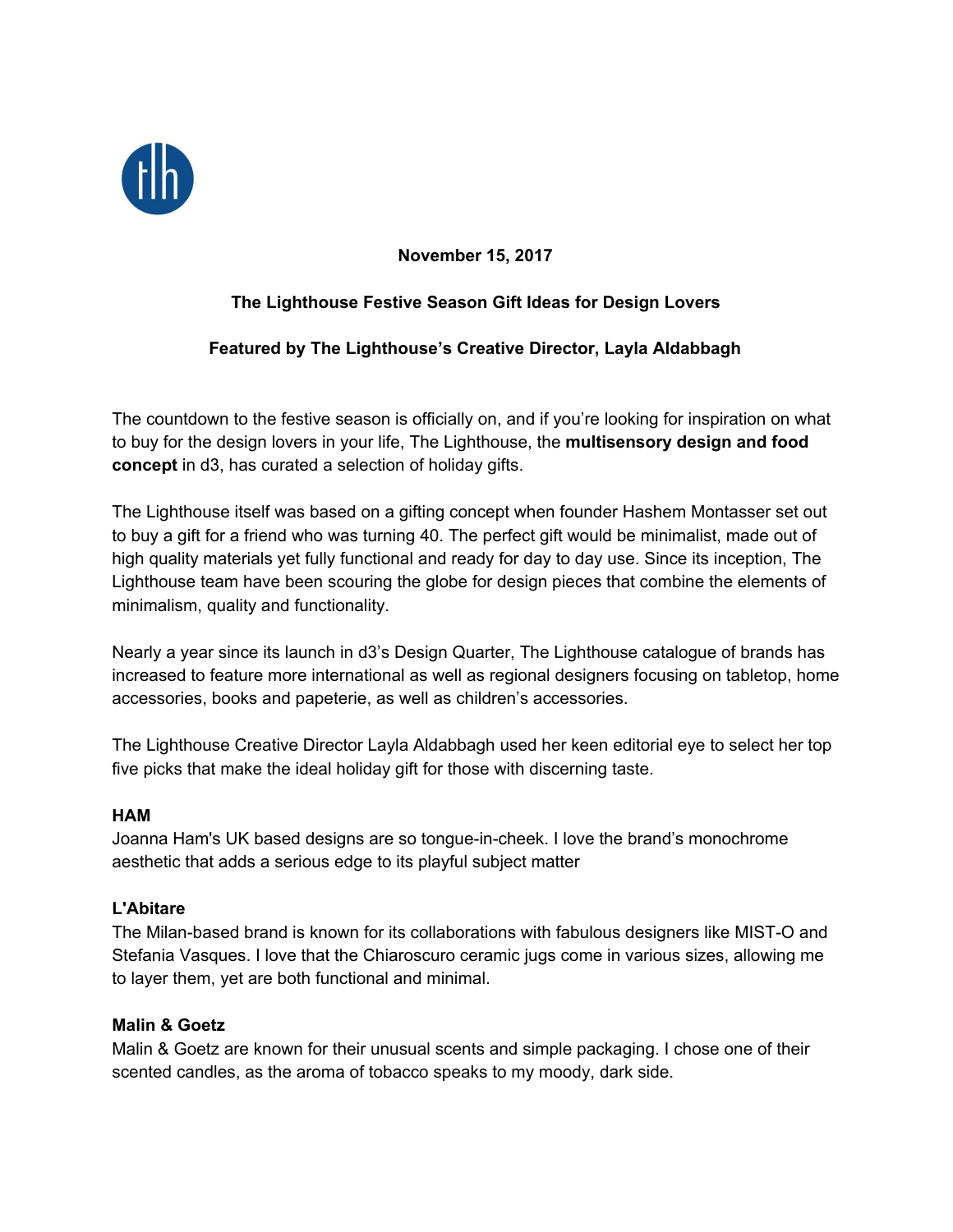**November 15, 2017**

**The Lighthouse Festive Season Gift Ideas for Design Lovers**

**Featured by The Lighthouse's Creative Director, Layla Aldabbagh**

The countdown to the festive season is officially on, and if you're looking for inspiration on what to buy for the design lovers in your life, The Lighthouse, the **multisensory design and food concept** in d3, has curated a selection of holiday gifts.

The Lighthouse itself was based on a gifting concept when founder Hashem Montasser set out to buy a gift for a friend who was turning 40. The perfect gift would be minimalist, made out of high quality materials yet fully functional and ready for day to day use. Since its inception, The Lighthouse team have been scouring the globe for design pieces that combine the elements of minimalism, quality and functionality.

Nearly a year since its launch in d3's Design Quarter, The Lighthouse catalogue of brands has increased to feature more international as well as regional designers focusing on tabletop, home accessories, books and papeterie, as well as children's accessories.

The Lighthouse Creative Director Layla Aldabbagh used her keen editorial eye to select her top five picks that make the ideal holiday gift for those with discerning taste.

**HAM**
Joanna Ham's UK based designs are so tongue-in-cheek. I love the brand's monochrome aesthetic that adds a serious edge to its playful subject matter

**L'Abitare**
The Milan-based brand is known for its collaborations with fabulous designers like MIST-O and Stefania Vasques. I love that the Chiaroscuro ceramic jugs come in various sizes, allowing me to layer them, yet are both functional and minimal.

**Malin & Goetz**
Malin & Goetz are known for their unusual scents and simple packaging. I chose one of their scented candles, as the aroma of tobacco speaks to my moody, dark side.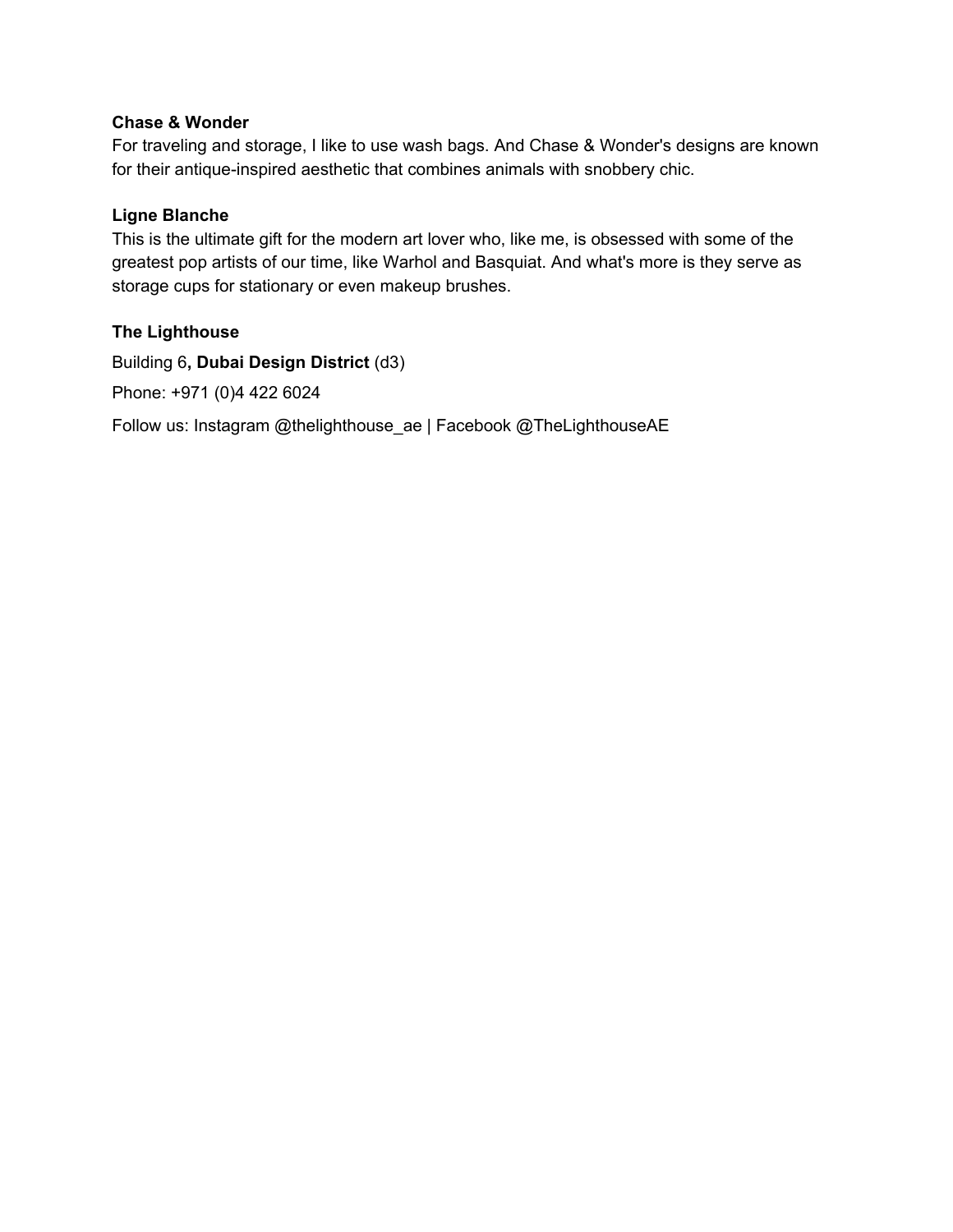**Chase & Wonder**
For traveling and storage, I like to use wash bags. And Chase & Wonder's designs are known for their antique-inspired aesthetic that combines animals with snobbery chic.

**Ligne Blanche**
This is the ultimate gift for the modern art lover who, like me, is obsessed with some of the greatest pop artists of our time, like Warhol and Basquiat. And what's more is they serve as storage cups for stationary or even makeup brushes.

**The Lighthouse**

Building 6**, Dubai Design District** (d3)

Phone: +971 (0)4 422 6024

Follow us: Instagram @thelighthouse_ae | Facebook @TheLighthouseAE